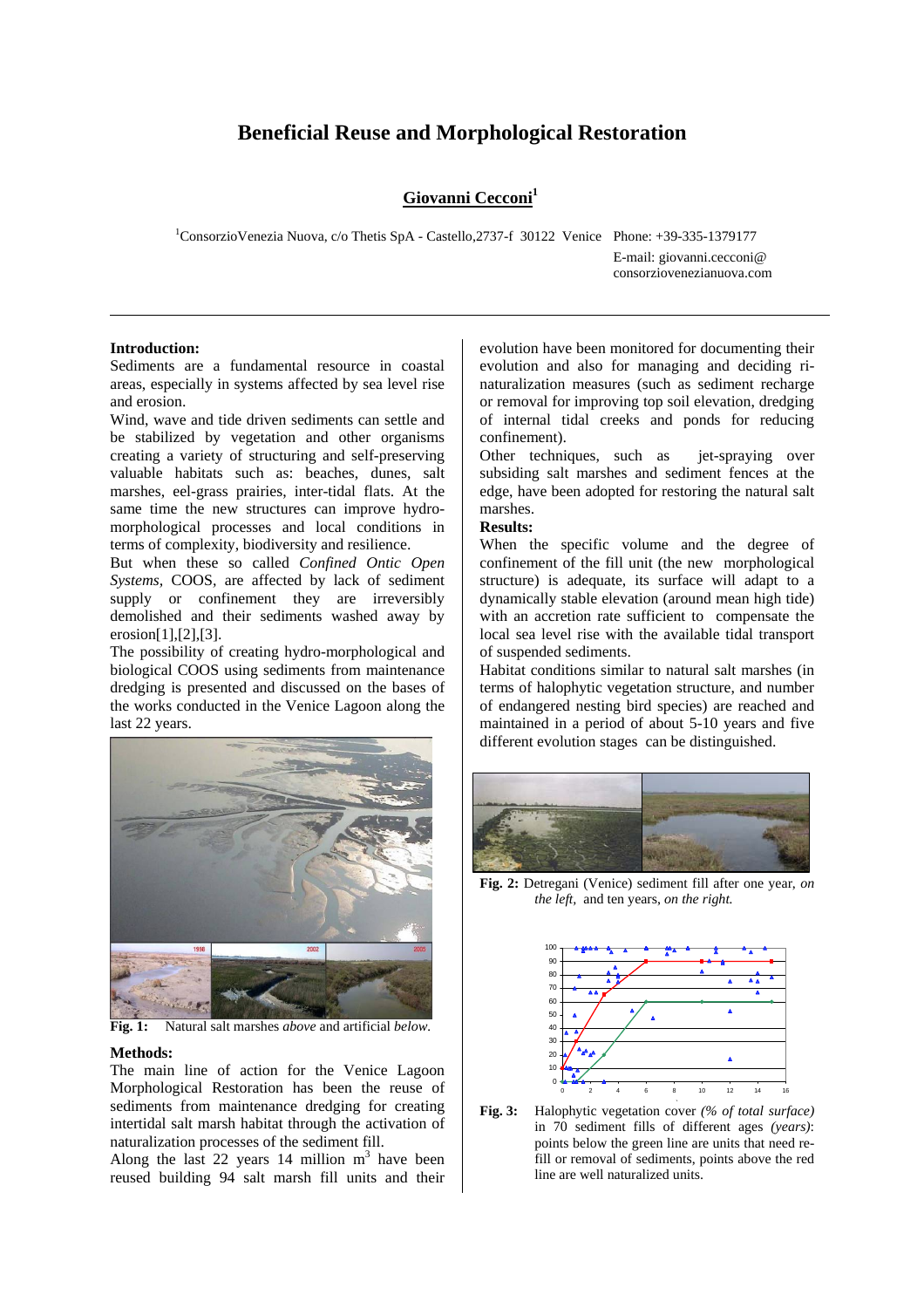# Beneficial Reuse and Morphological Restoration

**Giovanni Cecconi**[1]

[1]ConsorzioVenezia Nuova, c/o Thetis SpA - Castello,2737-f 30122 Venice Phone: +39-335-1379177
E-mail: giovanni.cecconi@consorziovenezianuova.com

**Introduction:**
Sediments are a fundamental resource in coastal areas, especially in systems affected by sea level rise and erosion.
Wind, wave and tide driven sediments can settle and be stabilized by vegetation and other organisms creating a variety of structuring and self-preserving valuable habitats such as: beaches, dunes, salt marshes, eel-grass prairies, inter-tidal flats. At the same time the new structures can improve hydro-morphological processes and local conditions in terms of complexity, biodiversity and resilience.
But when these so called *Confined Ontic Open Systems*, COOS, are affected by lack of sediment supply or confinement they are irreversibly demolished and their sediments washed away by erosion[1],[2],[3].
The possibility of creating hydro-morphological and biological COOS using sediments from maintenance dredging is presented and discussed on the bases of the works conducted in the Venice Lagoon along the last 22 years.

**Fig. 1:** Natural salt marshes *above* and artificial *below.*

**Methods:**
The main line of action for the Venice Lagoon Morphological Restoration has been the reuse of sediments from maintenance dredging for creating intertidal salt marsh habitat through the activation of naturalization processes of the sediment fill.
Along the last 22 years 14 million m$^3$ have been reused building 94 salt marsh fill units and their evolution have been monitored for documenting their evolution and also for managing and deciding ri-naturalization measures (such as sediment recharge or removal for improving top soil elevation, dredging of internal tidal creeks and ponds for reducing confinement).
Other techniques, such as jet-spraying over subsiding salt marshes and sediment fences at the edge, have been adopted for restoring the natural salt marshes.

**Results:**
When the specific volume and the degree of confinement of the fill unit (the new morphological structure) is adequate, its surface will adapt to a dynamically stable elevation (around mean high tide) with an accretion rate sufficient to compensate the local sea level rise with the available tidal transport of suspended sediments.
Habitat conditions similar to natural salt marshes (in terms of halophytic vegetation structure, and number of endangered nesting bird species) are reached and maintained in a period of about 5-10 years and five different evolution stages can be distinguished.

**Fig. 2:** Detregani (Venice) sediment fill after one year, *on the left*, and ten years, *on the right.*

**Fig. 3:** Halophytic vegetation cover *(% of total surface)* in 70 sediment fills of different ages *(years)*: points below the green line are units that need re-fill or removal of sediments, points above the red line are well naturalized units.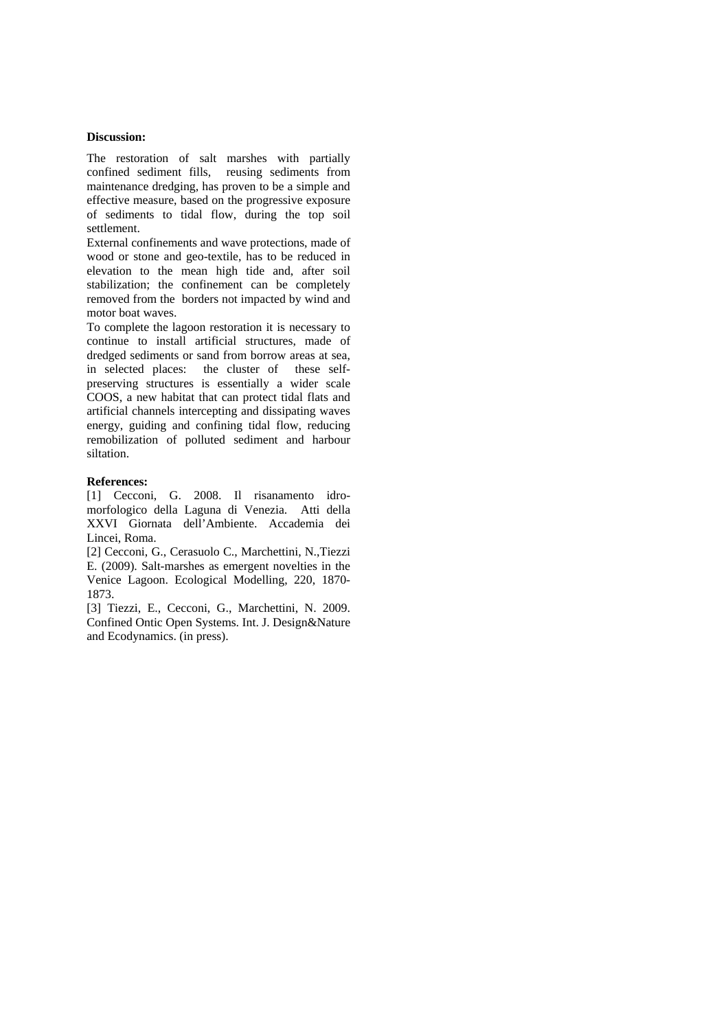**Discussion:**

The restoration of salt marshes with partially confined sediment fills, reusing sediments from maintenance dredging, has proven to be a simple and effective measure, based on the progressive exposure of sediments to tidal flow, during the top soil settlement.

External confinements and wave protections, made of wood or stone and geo-textile, has to be reduced in elevation to the mean high tide and, after soil stabilization; the confinement can be completely removed from the borders not impacted by wind and motor boat waves.

To complete the lagoon restoration it is necessary to continue to install artificial structures, made of dredged sediments or sand from borrow areas at sea, in selected places: the cluster of these self-preserving structures is essentially a wider scale COOS, a new habitat that can protect tidal flats and artificial channels intercepting and dissipating waves energy, guiding and confining tidal flow, reducing remobilization of polluted sediment and harbour siltation.

**References:**

[1] Cecconi, G. 2008. Il risanamento idro-morfologico della Laguna di Venezia. Atti della XXVI Giornata dell'Ambiente. Accademia dei Lincei, Roma.

[2] Cecconi, G., Cerasuolo C., Marchettini, N.,Tiezzi E. (2009). Salt-marshes as emergent novelties in the Venice Lagoon. Ecological Modelling, 220, 1870-1873.

[3] Tiezzi, E., Cecconi, G., Marchettini, N. 2009. Confined Ontic Open Systems. Int. J. Design&Nature and Ecodynamics. (in press).